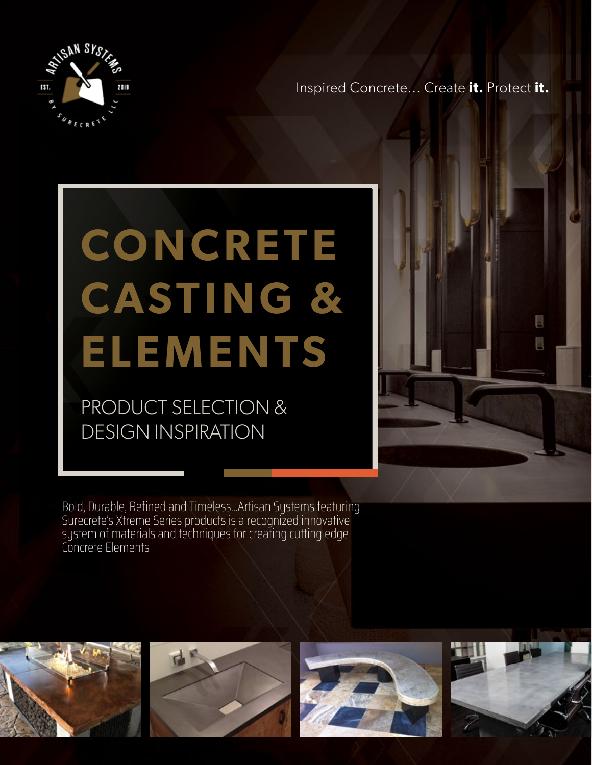Inspired Concrete... Create **it.** Protect **it.**

# CONCRETE CASTING & ELEMENTS

## PRODUCT SELECTION & DESIGN INSPIRATION

Bold, Durable, Refined and Timeless...Artisan Systems featuring Surecrete's Xtreme Series products is a recognized innovative system of materials and techniques for creating cutting edge Concrete Elements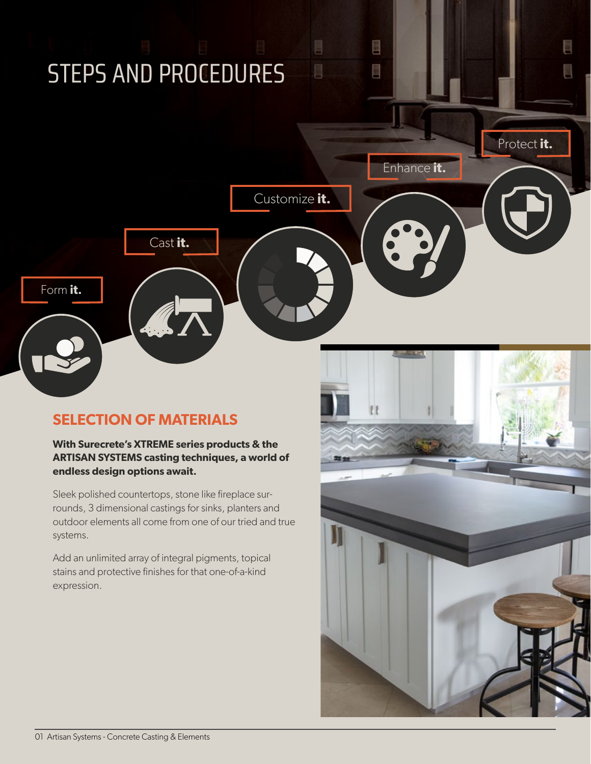# STEPS AND PROCEDURES

Form **it.**

Cast **it.**

Customize **it.**

Enhance **it.**

Protect **it.**

## SELECTION OF MATERIALS

**With Surecrete's XTREME series products & the ARTISAN SYSTEMS casting techniques, a world of endless design options await.**

Sleek polished countertops, stone like fireplace surrounds, 3 dimensional castings for sinks, planters and outdoor elements all come from one of our tried and true systems.

Add an unlimited array of integral pigments, topical stains and protective finishes for that one-of-a-kind expression.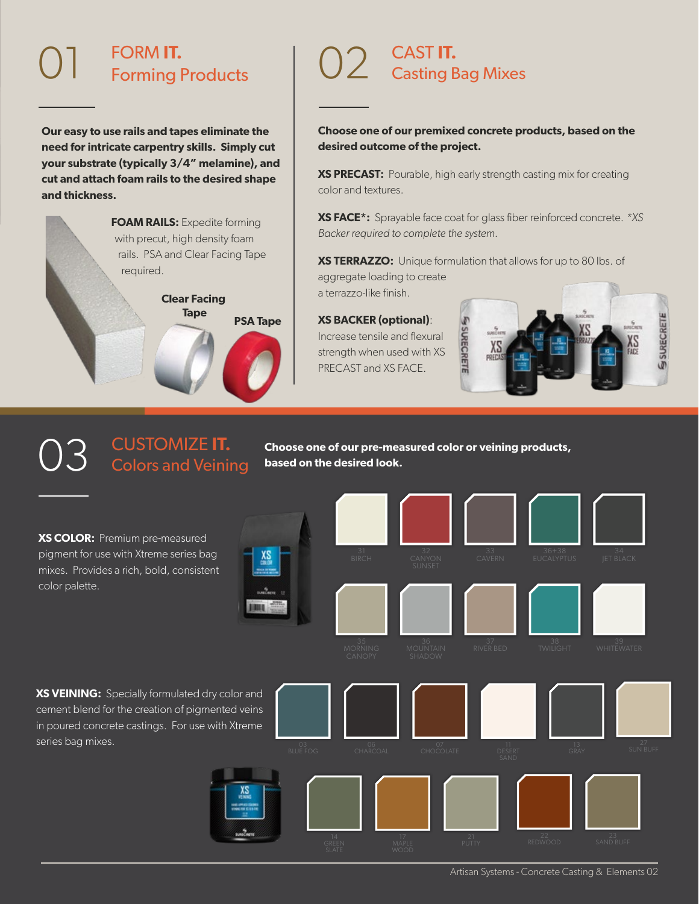# 01 FORM **IT.** Forming Products

**Our easy to use rails and tapes eliminate the need for intricate carpentry skills. Simply cut your substrate (typically 3/4" melamine), and cut and attach foam rails to the desired shape and thickness.**

**FOAM RAILS:** Expedite forming with precut, high density foam rails. PSA and Clear Facing Tape required.

Clear Facing Tape

PSA Tape

# 02 CAST **IT.** Casting Bag Mixes

**Choose one of our premixed concrete products, based on the desired outcome of the project.**

**XS PRECAST:** Pourable, high early strength casting mix for creating color and textures.

**XS FACE*:** Sprayable face coat for glass fiber reinforced concrete. *\*XS Backer required to complete the system.*

**XS TERRAZZO:** Unique formulation that allows for up to 80 lbs. of aggregate loading to create a terrazzo-like finish.

**XS BACKER (optional)**: Increase tensile and flexural strength when used with XS PRECAST and XS FACE.

# 03 CUSTOMIZE **IT.** Colors and Veining

**Choose one of our pre-measured color or veining products, based on the desired look.**

**XS COLOR:** Premium pre-measured pigment for use with Xtreme series bag mixes. Provides a rich, bold, consistent color palette.

31 BIRCH
32 CANYON SUNSET
33 CAVERN
36+38 EUCALYPTUS
34 JET BLACK
35 MORNING CANOPY
36 MOUNTAIN SHADOW
37 RIVER BED
38 TWILIGHT
39 WHITEWATER

**XS VEINING:** Specially formulated dry color and cement blend for the creation of pigmented veins in poured concrete castings. For use with Xtreme series bag mixes.

03 BLUE FOG
06 CHARCOAL
07 CHOCOLATE
11 DESERT SAND
13 GRAY
27 SUN BUFF
14 GREEN SLATE
17 MAPLE WOOD
21 PUTTY
22 REDWOOD
23 SAND BUFF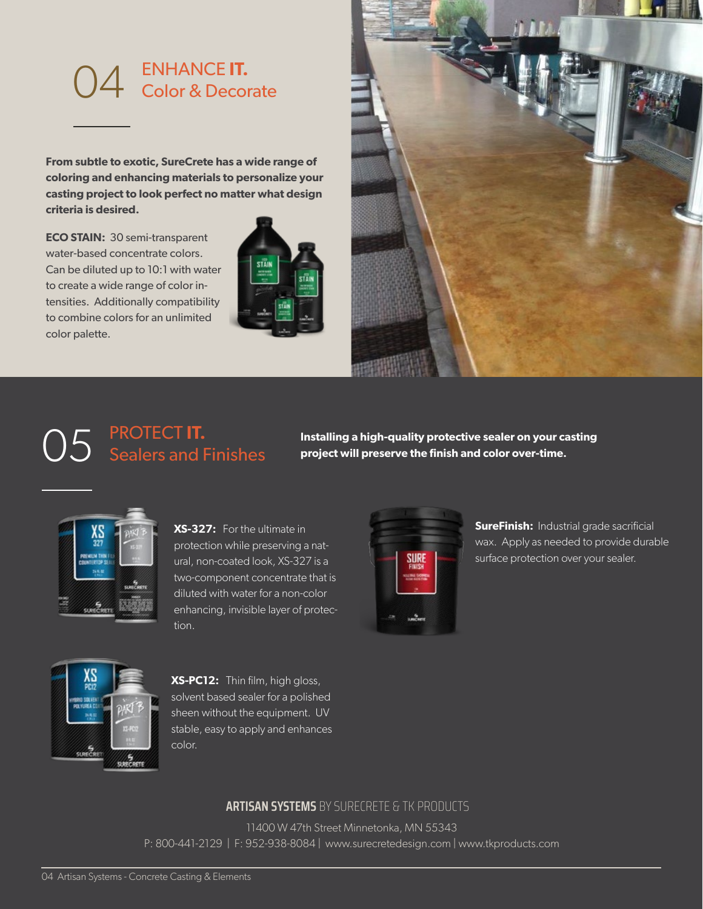## 04 ENHANCE **IT.** Color & Decorate

**From subtle to exotic, SureCrete has a wide range of coloring and enhancing materials to personalize your casting project to look perfect no matter what design criteria is desired.**

**ECO STAIN:** 30 semi-transparent water-based concentrate colors. Can be diluted up to 10:1 with water to create a wide range of color intensities. Additionally compatibility to combine colors for an unlimited color palette.

## 05 PROTECT **IT.** Sealers and Finishes

**Installing a high-quality protective sealer on your casting project will preserve the finish and color over-time.**

**XS-327:** For the ultimate in protection while preserving a natural, non-coated look, XS-327 is a two-component concentrate that is diluted with water for a non-color enhancing, invisible layer of protection.

**SureFinish:** Industrial grade sacrificial wax. Apply as needed to provide durable surface protection over your sealer.

**XS-PC12:** Thin film, high gloss, solvent based sealer for a polished sheen without the equipment. UV stable, easy to apply and enhances color.

**ARTISAN SYSTEMS** BY SURECRETE & TK PRODUCTS

11400 W 47th Street Minnetonka, MN 55343

P: 800-441-2129 | F: 952-938-8084 | www.surecretedesign.com | www.tkproducts.com